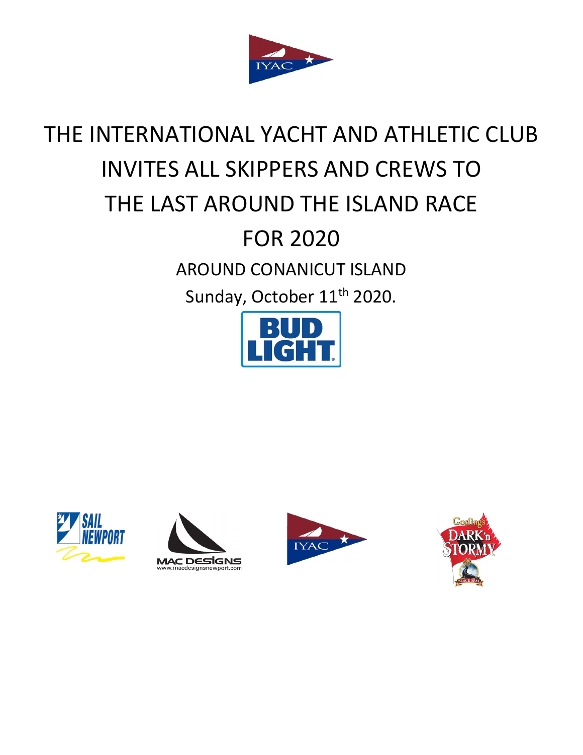# THE INTERNATIONAL YACHT AND ATHLETIC CLUB INVITES ALL SKIPPERS AND CREWS TO THE LAST AROUND THE ISLAND RACE FOR 2020

AROUND CONANICUT ISLAND

Sunday, October 11th 2020.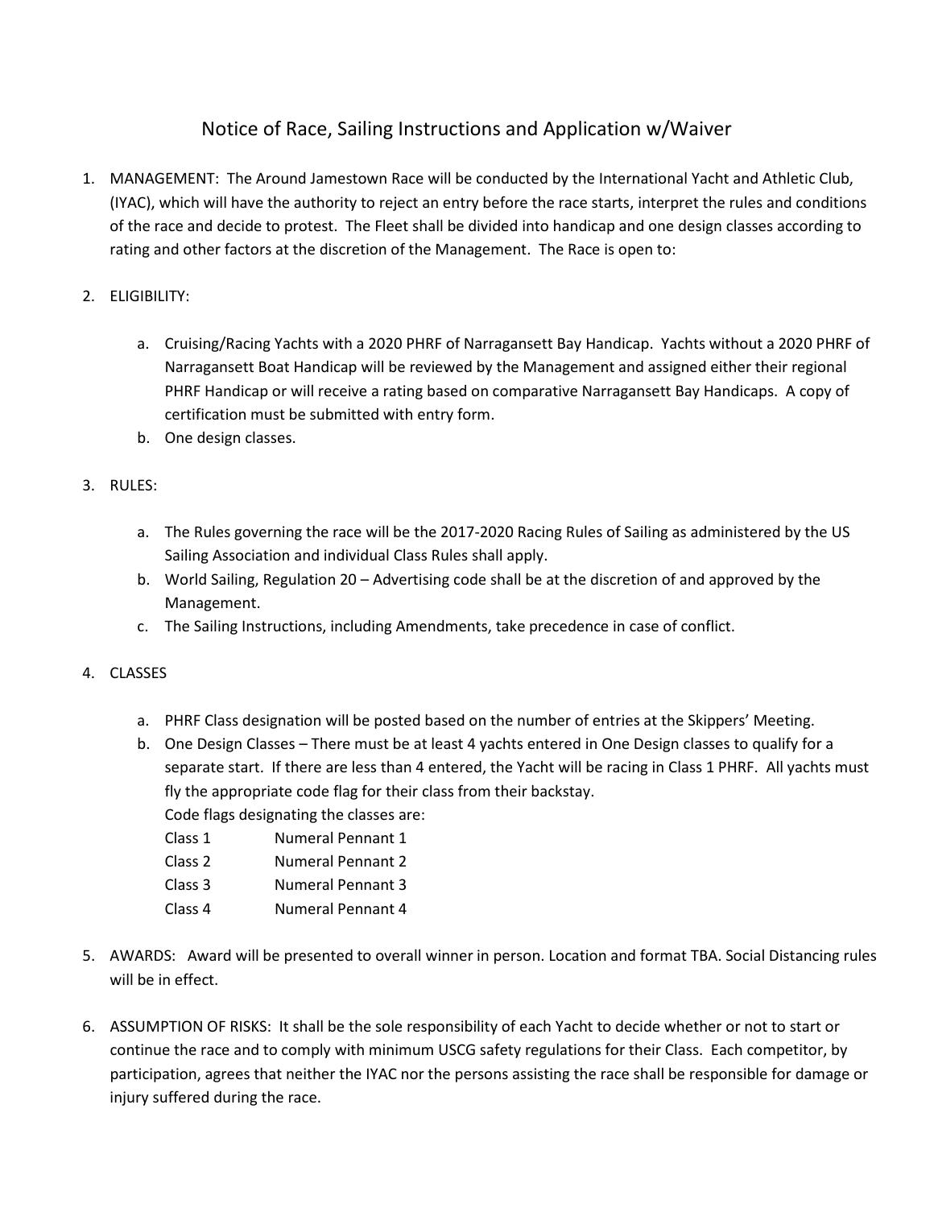# Notice of Race, Sailing Instructions and Application w/Waiver

1. MANAGEMENT: The Around Jamestown Race will be conducted by the International Yacht and Athletic Club, (IYAC), which will have the authority to reject an entry before the race starts, interpret the rules and conditions of the race and decide to protest. The Fleet shall be divided into handicap and one design classes according to rating and other factors at the discretion of the Management. The Race is open to:

2. ELIGIBILITY:

   a. Cruising/Racing Yachts with a 2020 PHRF of Narragansett Bay Handicap. Yachts without a 2020 PHRF of Narragansett Boat Handicap will be reviewed by the Management and assigned either their regional PHRF Handicap or will receive a rating based on comparative Narragansett Bay Handicaps. A copy of certification must be submitted with entry form.
   b. One design classes.

3. RULES:

   a. The Rules governing the race will be the 2017-2020 Racing Rules of Sailing as administered by the US Sailing Association and individual Class Rules shall apply.
   b. World Sailing, Regulation 20 – Advertising code shall be at the discretion of and approved by the Management.
   c. The Sailing Instructions, including Amendments, take precedence in case of conflict.

4. CLASSES

   a. PHRF Class designation will be posted based on the number of entries at the Skippers' Meeting.
   b. One Design Classes – There must be at least 4 yachts entered in One Design classes to qualify for a separate start. If there are less than 4 entered, the Yacht will be racing in Class 1 PHRF. All yachts must fly the appropriate code flag for their class from their backstay.

      Code flags designating the classes are:

      | Class | Code Flag |
      |---|---|
      | Class 1 | Numeral Pennant 1 |
      | Class 2 | Numeral Pennant 2 |
      | Class 3 | Numeral Pennant 3 |
      | Class 4 | Numeral Pennant 4 |

5. AWARDS: Award will be presented to overall winner in person. Location and format TBA. Social Distancing rules will be in effect.

6. ASSUMPTION OF RISKS: It shall be the sole responsibility of each Yacht to decide whether or not to start or continue the race and to comply with minimum USCG safety regulations for their Class. Each competitor, by participation, agrees that neither the IYAC nor the persons assisting the race shall be responsible for damage or injury suffered during the race.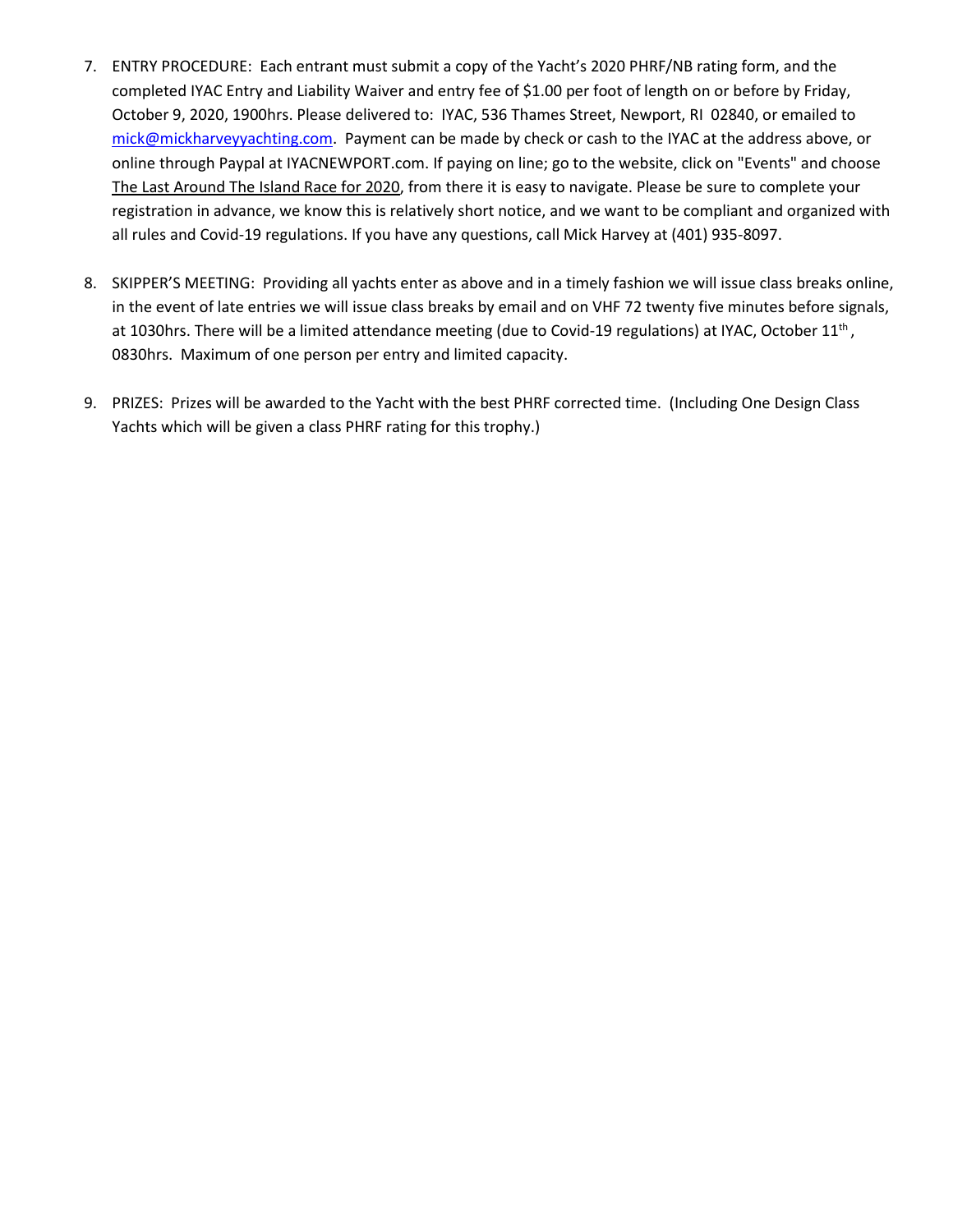7. ENTRY PROCEDURE: Each entrant must submit a copy of the Yacht's 2020 PHRF/NB rating form, and the completed IYAC Entry and Liability Waiver and entry fee of $1.00 per foot of length on or before by Friday, October 9, 2020, 1900hrs. Please delivered to: IYAC, 536 Thames Street, Newport, RI 02840, or emailed to mick@mickharveyyachting.com. Payment can be made by check or cash to the IYAC at the address above, or online through Paypal at IYACNEWPORT.com. If paying on line; go to the website, click on "Events" and choose The Last Around The Island Race for 2020, from there it is easy to navigate. Please be sure to complete your registration in advance, we know this is relatively short notice, and we want to be compliant and organized with all rules and Covid-19 regulations. If you have any questions, call Mick Harvey at (401) 935-8097.

8. SKIPPER'S MEETING: Providing all yachts enter as above and in a timely fashion we will issue class breaks online, in the event of late entries we will issue class breaks by email and on VHF 72 twenty five minutes before signals, at 1030hrs. There will be a limited attendance meeting (due to Covid-19 regulations) at IYAC, October 11th, 0830hrs. Maximum of one person per entry and limited capacity.

9. PRIZES: Prizes will be awarded to the Yacht with the best PHRF corrected time. (Including One Design Class Yachts which will be given a class PHRF rating for this trophy.)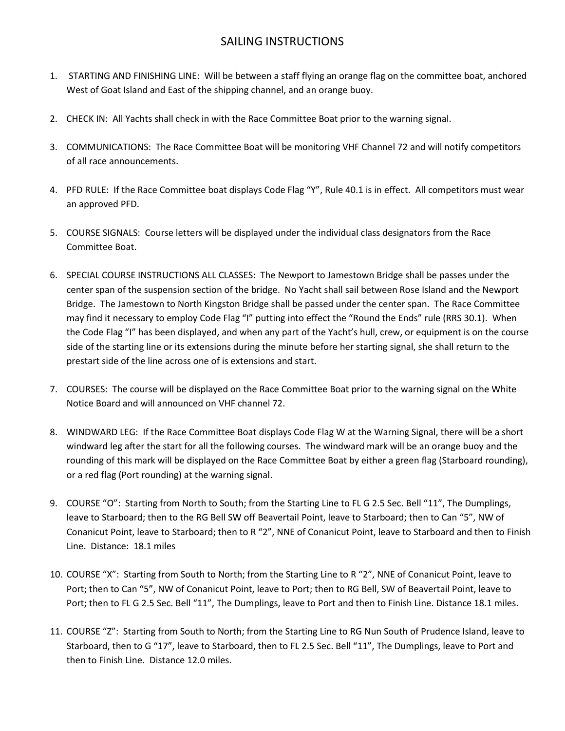# SAILING INSTRUCTIONS

1. STARTING AND FINISHING LINE: Will be between a staff flying an orange flag on the committee boat, anchored West of Goat Island and East of the shipping channel, and an orange buoy.

2. CHECK IN: All Yachts shall check in with the Race Committee Boat prior to the warning signal.

3. COMMUNICATIONS: The Race Committee Boat will be monitoring VHF Channel 72 and will notify competitors of all race announcements.

4. PFD RULE: If the Race Committee boat displays Code Flag "Y", Rule 40.1 is in effect. All competitors must wear an approved PFD.

5. COURSE SIGNALS: Course letters will be displayed under the individual class designators from the Race Committee Boat.

6. SPECIAL COURSE INSTRUCTIONS ALL CLASSES: The Newport to Jamestown Bridge shall be passes under the center span of the suspension section of the bridge. No Yacht shall sail between Rose Island and the Newport Bridge. The Jamestown to North Kingston Bridge shall be passed under the center span. The Race Committee may find it necessary to employ Code Flag "I" putting into effect the "Round the Ends" rule (RRS 30.1). When the Code Flag "I" has been displayed, and when any part of the Yacht's hull, crew, or equipment is on the course side of the starting line or its extensions during the minute before her starting signal, she shall return to the prestart side of the line across one of is extensions and start.

7. COURSES: The course will be displayed on the Race Committee Boat prior to the warning signal on the White Notice Board and will announced on VHF channel 72.

8. WINDWARD LEG: If the Race Committee Boat displays Code Flag W at the Warning Signal, there will be a short windward leg after the start for all the following courses. The windward mark will be an orange buoy and the rounding of this mark will be displayed on the Race Committee Boat by either a green flag (Starboard rounding), or a red flag (Port rounding) at the warning signal.

9. COURSE "O": Starting from North to South; from the Starting Line to FL G 2.5 Sec. Bell "11", The Dumplings, leave to Starboard; then to the RG Bell SW off Beavertail Point, leave to Starboard; then to Can "5", NW of Conanicut Point, leave to Starboard; then to R "2", NNE of Conanicut Point, leave to Starboard and then to Finish Line. Distance: 18.1 miles

10. COURSE "X": Starting from South to North; from the Starting Line to R "2", NNE of Conanicut Point, leave to Port; then to Can "5", NW of Conanicut Point, leave to Port; then to RG Bell, SW of Beavertail Point, leave to Port; then to FL G 2.5 Sec. Bell "11", The Dumplings, leave to Port and then to Finish Line. Distance 18.1 miles.

11. COURSE "Z": Starting from South to North; from the Starting Line to RG Nun South of Prudence Island, leave to Starboard, then to G "17", leave to Starboard, then to FL 2.5 Sec. Bell "11", The Dumplings, leave to Port and then to Finish Line. Distance 12.0 miles.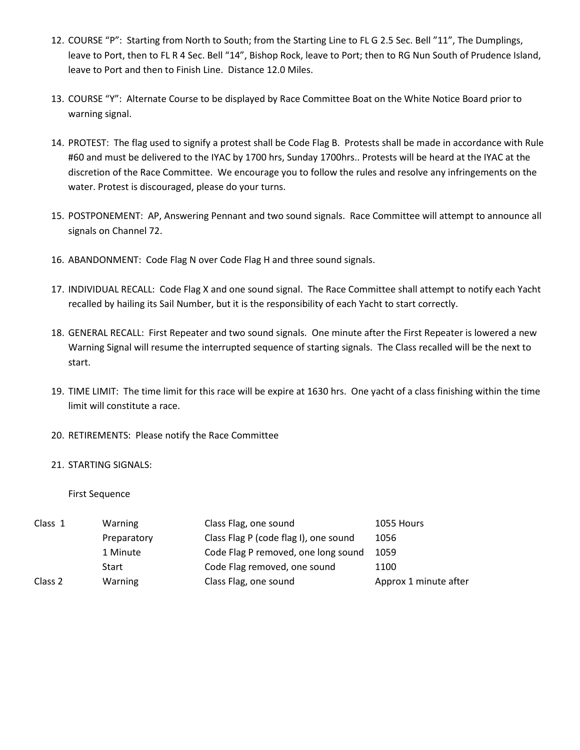12. COURSE "P": Starting from North to South; from the Starting Line to FL G 2.5 Sec. Bell "11", The Dumplings, leave to Port, then to FL R 4 Sec. Bell "14", Bishop Rock, leave to Port; then to RG Nun South of Prudence Island, leave to Port and then to Finish Line. Distance 12.0 Miles.

13. COURSE "Y": Alternate Course to be displayed by Race Committee Boat on the White Notice Board prior to warning signal.

14. PROTEST: The flag used to signify a protest shall be Code Flag B. Protests shall be made in accordance with Rule #60 and must be delivered to the IYAC by 1700 hrs, Sunday 1700hrs.. Protests will be heard at the IYAC at the discretion of the Race Committee. We encourage you to follow the rules and resolve any infringements on the water. Protest is discouraged, please do your turns.

15. POSTPONEMENT: AP, Answering Pennant and two sound signals. Race Committee will attempt to announce all signals on Channel 72.

16. ABANDONMENT: Code Flag N over Code Flag H and three sound signals.

17. INDIVIDUAL RECALL: Code Flag X and one sound signal. The Race Committee shall attempt to notify each Yacht recalled by hailing its Sail Number, but it is the responsibility of each Yacht to start correctly.

18. GENERAL RECALL: First Repeater and two sound signals. One minute after the First Repeater is lowered a new Warning Signal will resume the interrupted sequence of starting signals. The Class recalled will be the next to start.

19. TIME LIMIT: The time limit for this race will be expire at 1630 hrs. One yacht of a class finishing within the time limit will constitute a race.

20. RETIREMENTS: Please notify the Race Committee

21. STARTING SIGNALS:

First Sequence

| | | | |
|---|---|---|---|
| Class 1 | Warning | Class Flag, one sound | 1055 Hours |
| | Preparatory | Class Flag P (code flag I), one sound | 1056 |
| | 1 Minute | Code Flag P removed, one long sound | 1059 |
| | Start | Code Flag removed, one sound | 1100 |
| Class 2 | Warning | Class Flag, one sound | Approx 1 minute after |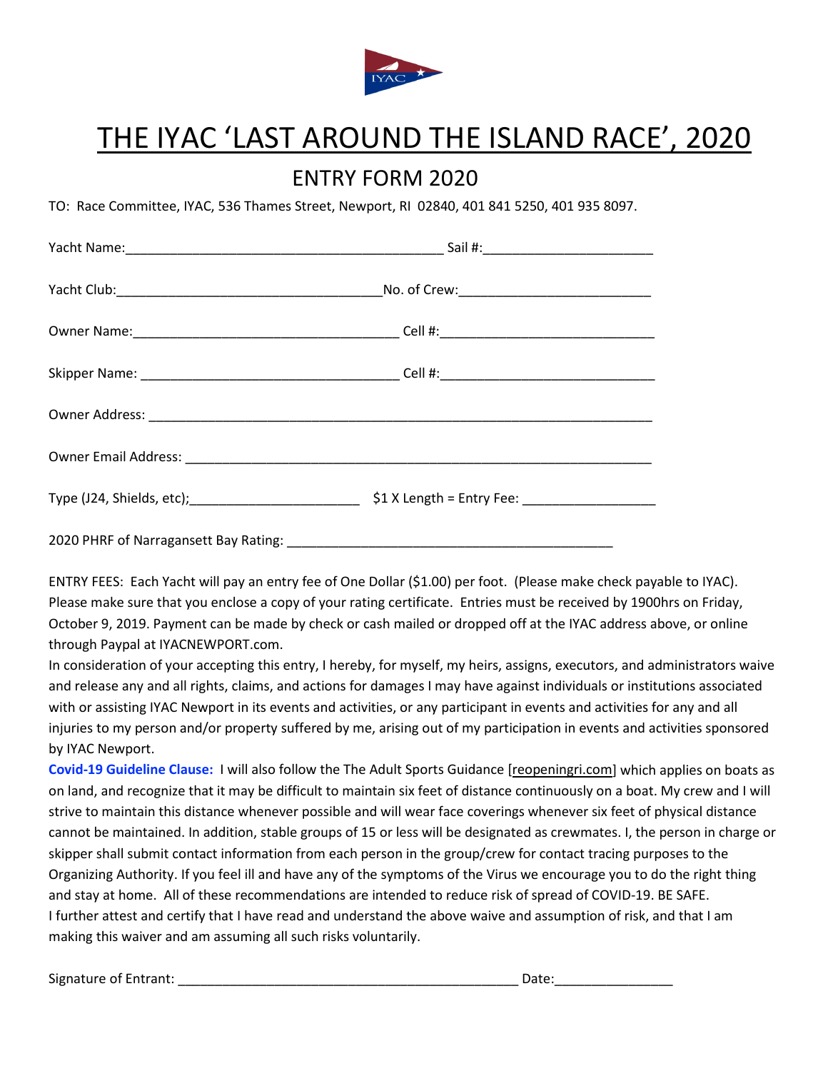# THE IYAC 'LAST AROUND THE ISLAND RACE', 2020

## ENTRY FORM 2020

TO: Race Committee, IYAC, 536 Thames Street, Newport, RI 02840, 401 841 5250, 401 935 8097.

Yacht Name:___________________________________________ Sail #:_______________________

Yacht Club:____________________________________No. of Crew:_________________________

Owner Name:_____________________________________ Cell #:____________________________

Skipper Name: ___________________________________ Cell #:____________________________

Owner Address: _____________________________________________________________________

Owner Email Address: ________________________________________________________________

Type (J24, Shields, etc);_______________________ $1 X Length = Entry Fee: __________________

2020 PHRF of Narragansett Bay Rating: ____________________________________________

ENTRY FEES: Each Yacht will pay an entry fee of One Dollar ($1.00) per foot. (Please make check payable to IYAC). Please make sure that you enclose a copy of your rating certificate. Entries must be received by 1900hrs on Friday, October 9, 2019. Payment can be made by check or cash mailed or dropped off at the IYAC address above, or online through Paypal at IYACNEWPORT.com.

In consideration of your accepting this entry, I hereby, for myself, my heirs, assigns, executors, and administrators waive and release any and all rights, claims, and actions for damages I may have against individuals or institutions associated with or assisting IYAC Newport in its events and activities, or any participant in events and activities for any and all injuries to my person and/or property suffered by me, arising out of my participation in events and activities sponsored by IYAC Newport.

**Covid-19 Guideline Clause:** I will also follow the The Adult Sports Guidance [reopeningri.com] which applies on boats as on land, and recognize that it may be difficult to maintain six feet of distance continuously on a boat. My crew and I will strive to maintain this distance whenever possible and will wear face coverings whenever six feet of physical distance cannot be maintained. In addition, stable groups of 15 or less will be designated as crewmates. I, the person in charge or skipper shall submit contact information from each person in the group/crew for contact tracing purposes to the Organizing Authority. If you feel ill and have any of the symptoms of the Virus we encourage you to do the right thing and stay at home. All of these recommendations are intended to reduce risk of spread of COVID-19. BE SAFE.

I further attest and certify that I have read and understand the above waive and assumption of risk, and that I am making this waiver and am assuming all such risks voluntarily.

Signature of Entrant: ______________________________________________ Date:________________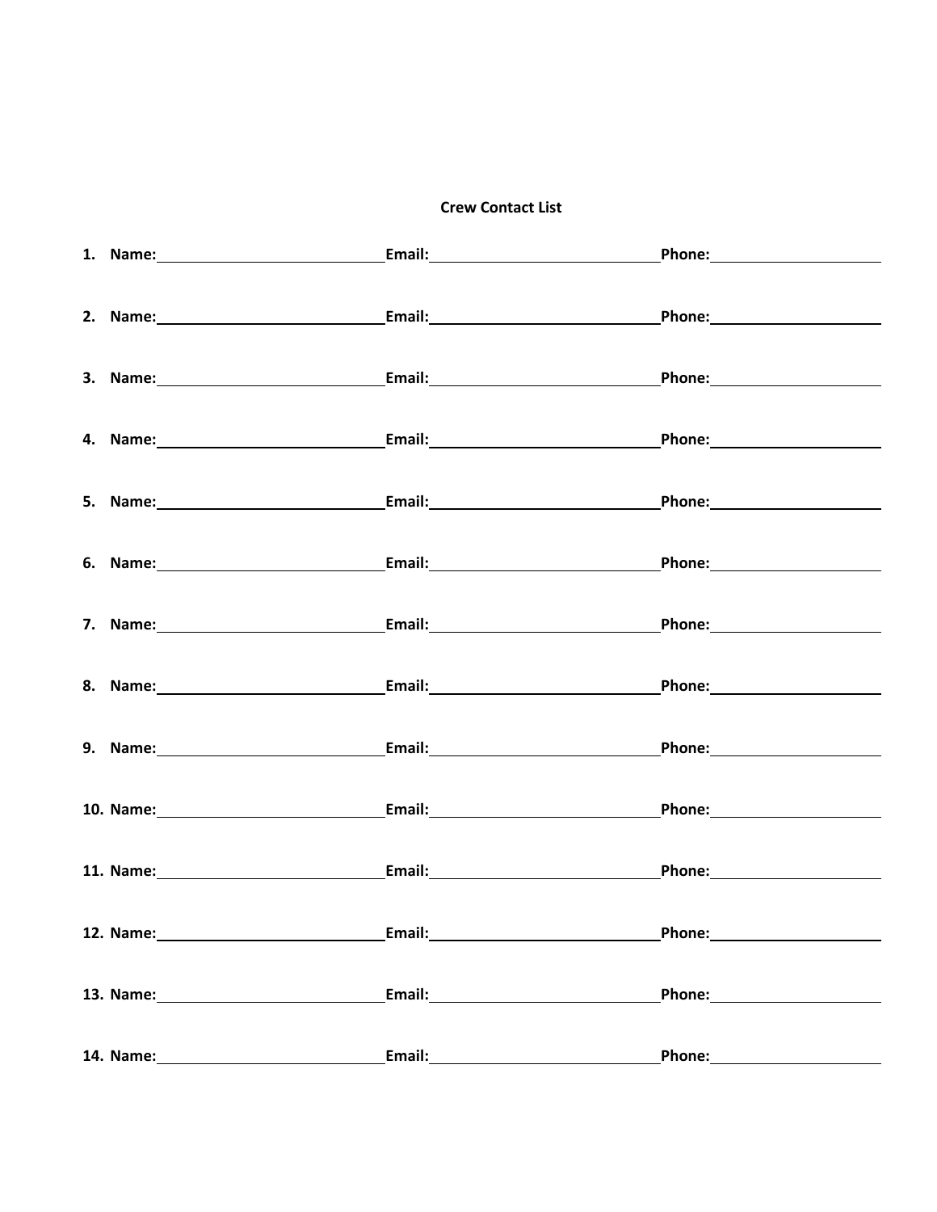**Crew Contact List**

1. **Name:**\_\_\_\_\_\_\_\_\_\_\_\_\_\_\_\_\_\_\_\_\_\_\_\_\_\_\_\_**Email:**\_\_\_\_\_\_\_\_\_\_\_\_\_\_\_\_\_\_\_\_\_\_\_\_\_\_\_\_**Phone:**\_\_\_\_\_\_\_\_\_\_\_\_\_\_\_\_\_\_\_\_\_

2. **Name:**\_\_\_\_\_\_\_\_\_\_\_\_\_\_\_\_\_\_\_\_\_\_\_\_\_\_\_\_**Email:**\_\_\_\_\_\_\_\_\_\_\_\_\_\_\_\_\_\_\_\_\_\_\_\_\_\_\_\_**Phone:**\_\_\_\_\_\_\_\_\_\_\_\_\_\_\_\_\_\_\_\_\_

3. **Name:**\_\_\_\_\_\_\_\_\_\_\_\_\_\_\_\_\_\_\_\_\_\_\_\_\_\_\_\_**Email:**\_\_\_\_\_\_\_\_\_\_\_\_\_\_\_\_\_\_\_\_\_\_\_\_\_\_\_\_**Phone:**\_\_\_\_\_\_\_\_\_\_\_\_\_\_\_\_\_\_\_\_\_

4. **Name:**\_\_\_\_\_\_\_\_\_\_\_\_\_\_\_\_\_\_\_\_\_\_\_\_\_\_\_\_**Email:**\_\_\_\_\_\_\_\_\_\_\_\_\_\_\_\_\_\_\_\_\_\_\_\_\_\_\_\_**Phone:**\_\_\_\_\_\_\_\_\_\_\_\_\_\_\_\_\_\_\_\_\_

5. **Name:**\_\_\_\_\_\_\_\_\_\_\_\_\_\_\_\_\_\_\_\_\_\_\_\_\_\_\_\_**Email:**\_\_\_\_\_\_\_\_\_\_\_\_\_\_\_\_\_\_\_\_\_\_\_\_\_\_\_\_**Phone:**\_\_\_\_\_\_\_\_\_\_\_\_\_\_\_\_\_\_\_\_\_

6. **Name:**\_\_\_\_\_\_\_\_\_\_\_\_\_\_\_\_\_\_\_\_\_\_\_\_\_\_\_\_**Email:**\_\_\_\_\_\_\_\_\_\_\_\_\_\_\_\_\_\_\_\_\_\_\_\_\_\_\_\_**Phone:**\_\_\_\_\_\_\_\_\_\_\_\_\_\_\_\_\_\_\_\_\_

7. **Name:**\_\_\_\_\_\_\_\_\_\_\_\_\_\_\_\_\_\_\_\_\_\_\_\_\_\_\_\_**Email:**\_\_\_\_\_\_\_\_\_\_\_\_\_\_\_\_\_\_\_\_\_\_\_\_\_\_\_\_**Phone:**\_\_\_\_\_\_\_\_\_\_\_\_\_\_\_\_\_\_\_\_\_

8. **Name:**\_\_\_\_\_\_\_\_\_\_\_\_\_\_\_\_\_\_\_\_\_\_\_\_\_\_\_\_**Email:**\_\_\_\_\_\_\_\_\_\_\_\_\_\_\_\_\_\_\_\_\_\_\_\_\_\_\_\_**Phone:**\_\_\_\_\_\_\_\_\_\_\_\_\_\_\_\_\_\_\_\_\_

9. **Name:**\_\_\_\_\_\_\_\_\_\_\_\_\_\_\_\_\_\_\_\_\_\_\_\_\_\_\_\_**Email:**\_\_\_\_\_\_\_\_\_\_\_\_\_\_\_\_\_\_\_\_\_\_\_\_\_\_\_\_**Phone:**\_\_\_\_\_\_\_\_\_\_\_\_\_\_\_\_\_\_\_\_\_

10. **Name:**\_\_\_\_\_\_\_\_\_\_\_\_\_\_\_\_\_\_\_\_\_\_\_\_\_\_\_\_**Email:**\_\_\_\_\_\_\_\_\_\_\_\_\_\_\_\_\_\_\_\_\_\_\_\_\_\_\_\_**Phone:**\_\_\_\_\_\_\_\_\_\_\_\_\_\_\_\_\_\_\_\_\_

11. **Name:**\_\_\_\_\_\_\_\_\_\_\_\_\_\_\_\_\_\_\_\_\_\_\_\_\_\_\_\_**Email:**\_\_\_\_\_\_\_\_\_\_\_\_\_\_\_\_\_\_\_\_\_\_\_\_\_\_\_\_**Phone:**\_\_\_\_\_\_\_\_\_\_\_\_\_\_\_\_\_\_\_\_\_

12. **Name:**\_\_\_\_\_\_\_\_\_\_\_\_\_\_\_\_\_\_\_\_\_\_\_\_\_\_\_\_**Email:**\_\_\_\_\_\_\_\_\_\_\_\_\_\_\_\_\_\_\_\_\_\_\_\_\_\_\_\_**Phone:**\_\_\_\_\_\_\_\_\_\_\_\_\_\_\_\_\_\_\_\_\_

13. **Name:**\_\_\_\_\_\_\_\_\_\_\_\_\_\_\_\_\_\_\_\_\_\_\_\_\_\_\_\_**Email:**\_\_\_\_\_\_\_\_\_\_\_\_\_\_\_\_\_\_\_\_\_\_\_\_\_\_\_\_**Phone:**\_\_\_\_\_\_\_\_\_\_\_\_\_\_\_\_\_\_\_\_\_

14. **Name:**\_\_\_\_\_\_\_\_\_\_\_\_\_\_\_\_\_\_\_\_\_\_\_\_\_\_\_\_**Email:**\_\_\_\_\_\_\_\_\_\_\_\_\_\_\_\_\_\_\_\_\_\_\_\_\_\_\_\_**Phone:**\_\_\_\_\_\_\_\_\_\_\_\_\_\_\_\_\_\_\_\_\_